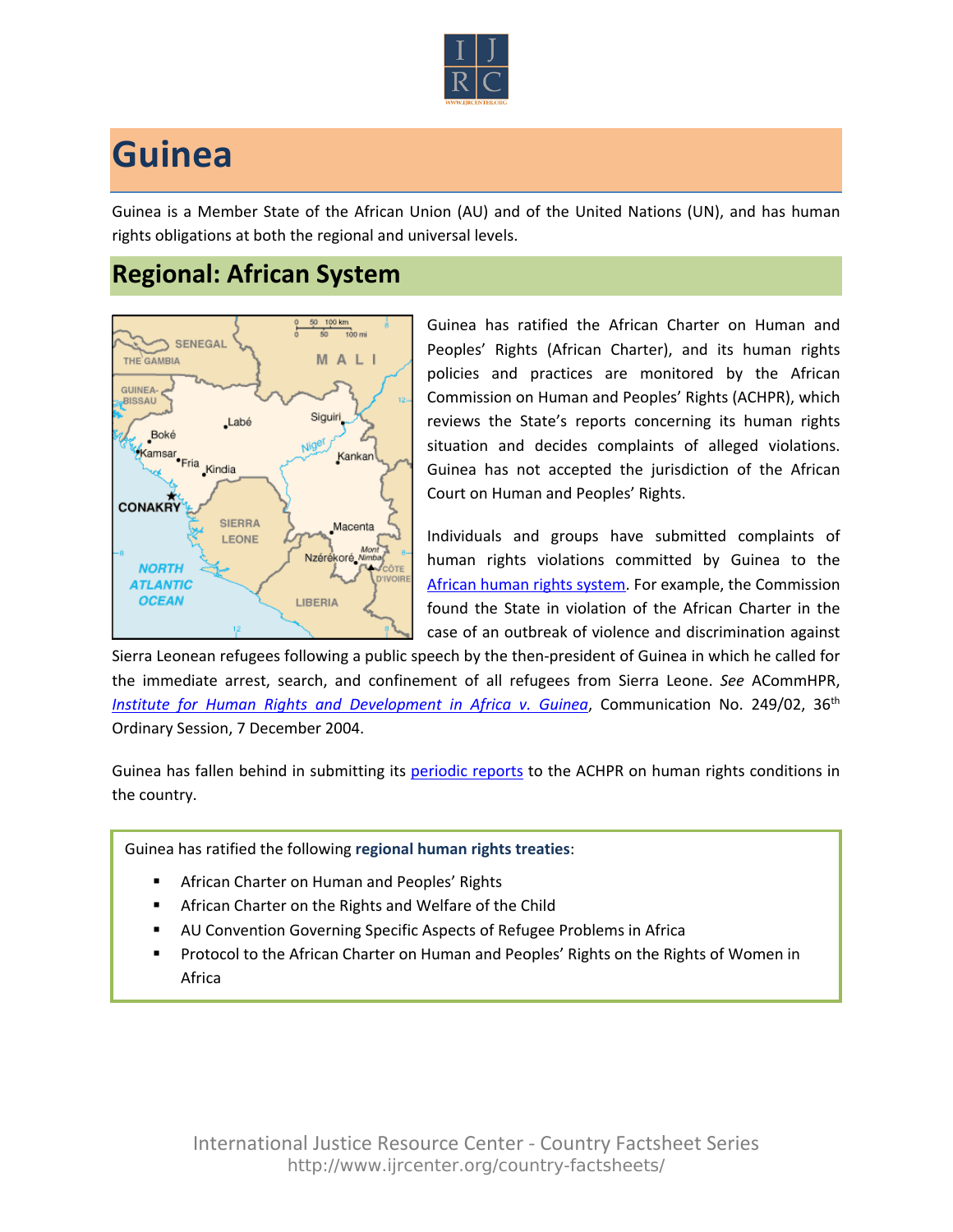# Guinea

Guinea is a Member State of the African Union (AU) and of the United Nations (UN), and has human rights obligations at both the regional and universal levels.

## Regional: African System

Guinea has ratified the African Charter on Human and Peoples' Rights (African Charter), and its human rights policies and practices are monitored by the African Commission on Human and Peoples' Rights (ACHPR), which reviews the State's reports concerning its human rights situation and decides complaints of alleged violations. Guinea has not accepted the jurisdiction of the African Court on Human and Peoples' Rights.

Individuals and groups have submitted complaints of human rights violations committed by Guinea to the African human rights system. For example, the Commission found the State in violation of the African Charter in the case of an outbreak of violence and discrimination against Sierra Leonean refugees following a public speech by the then-president of Guinea in which he called for the immediate arrest, search, and confinement of all refugees from Sierra Leone. *See* ACommHPR, *Institute for Human Rights and Development in Africa v. Guinea*, Communication No. 249/02, 36th Ordinary Session, 7 December 2004.

Guinea has fallen behind in submitting its periodic reports to the ACHPR on human rights conditions in the country.

Guinea has ratified the following **regional human rights treaties**:

- African Charter on Human and Peoples' Rights
- African Charter on the Rights and Welfare of the Child
- AU Convention Governing Specific Aspects of Refugee Problems in Africa
- Protocol to the African Charter on Human and Peoples' Rights on the Rights of Women in Africa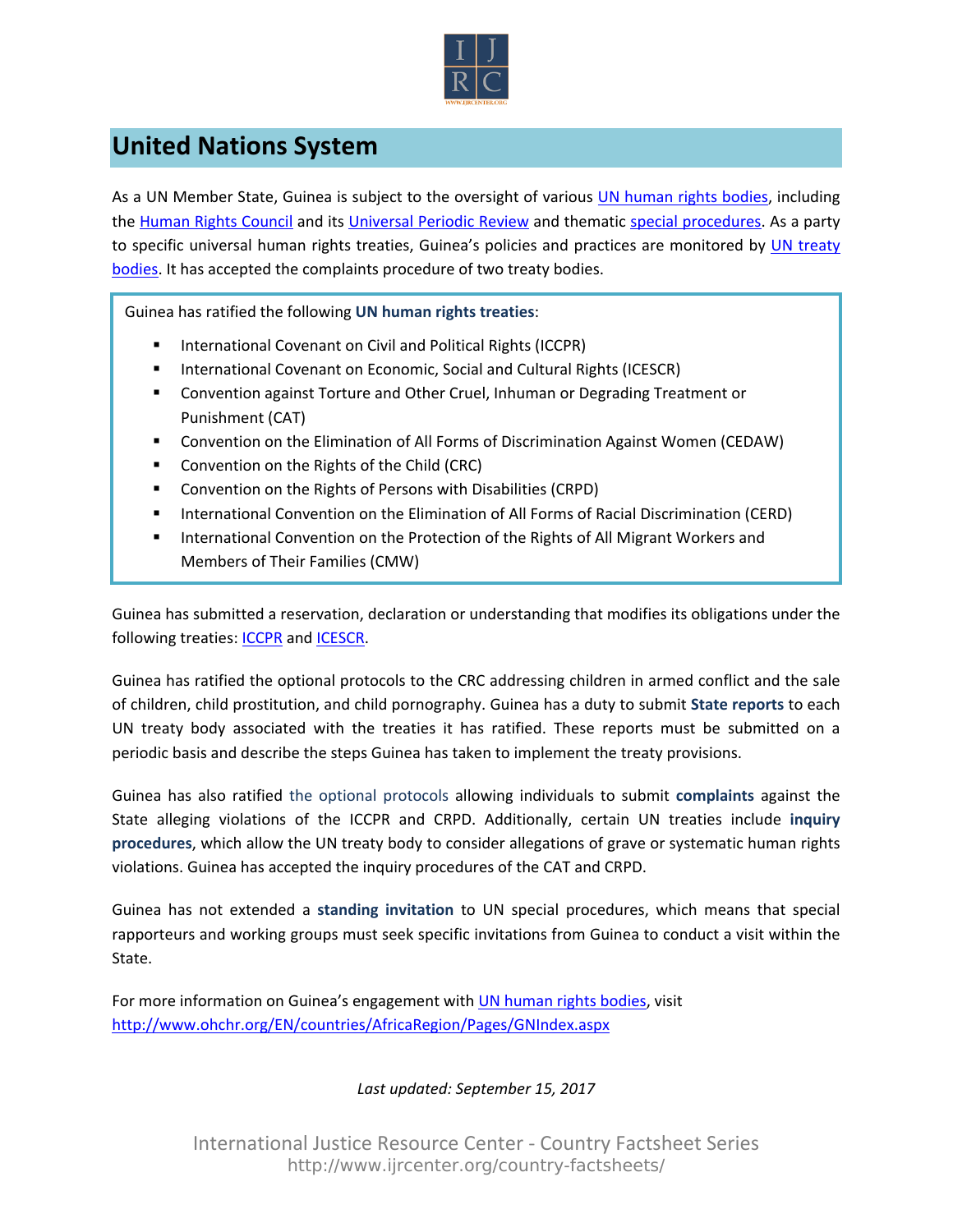## United Nations System

As a UN Member State, Guinea is subject to the oversight of various [UN human rights bodies](), including the [Human Rights Council]() and its [Universal Periodic Review]() and thematic [special procedures](). As a party to specific universal human rights treaties, Guinea's policies and practices are monitored by [UN treaty bodies](). It has accepted the complaints procedure of two treaty bodies.

Guinea has ratified the following **UN human rights treaties**:

- International Covenant on Civil and Political Rights (ICCPR)
- International Covenant on Economic, Social and Cultural Rights (ICESCR)
- Convention against Torture and Other Cruel, Inhuman or Degrading Treatment or Punishment (CAT)
- Convention on the Elimination of All Forms of Discrimination Against Women (CEDAW)
- Convention on the Rights of the Child (CRC)
- Convention on the Rights of Persons with Disabilities (CRPD)
- International Convention on the Elimination of All Forms of Racial Discrimination (CERD)
- International Convention on the Protection of the Rights of All Migrant Workers and Members of Their Families (CMW)

Guinea has submitted a reservation, declaration or understanding that modifies its obligations under the following treaties: [ICCPR]() and [ICESCR]().

Guinea has ratified the optional protocols to the CRC addressing children in armed conflict and the sale of children, child prostitution, and child pornography. Guinea has a duty to submit **State reports** to each UN treaty body associated with the treaties it has ratified. These reports must be submitted on a periodic basis and describe the steps Guinea has taken to implement the treaty provisions.

Guinea has also ratified the optional protocols allowing individuals to submit **complaints** against the State alleging violations of the ICCPR and CRPD. Additionally, certain UN treaties include **inquiry procedures**, which allow the UN treaty body to consider allegations of grave or systematic human rights violations. Guinea has accepted the inquiry procedures of the CAT and CRPD.

Guinea has not extended a **standing invitation** to UN special procedures, which means that special rapporteurs and working groups must seek specific invitations from Guinea to conduct a visit within the State.

For more information on Guinea's engagement with [UN human rights bodies](), visit http://www.ohchr.org/EN/countries/AfricaRegion/Pages/GNIndex.aspx

*Last updated: September 15, 2017*